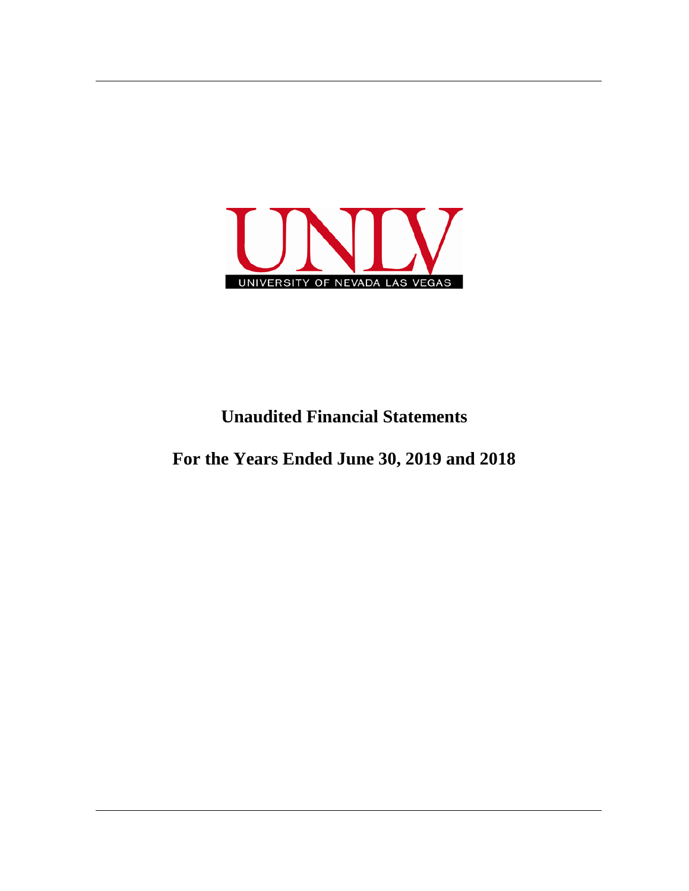UNLV

UNIVERSITY OF NEVADA LAS VEGAS

# Unaudited Financial Statements

# For the Years Ended June 30, 2019 and 2018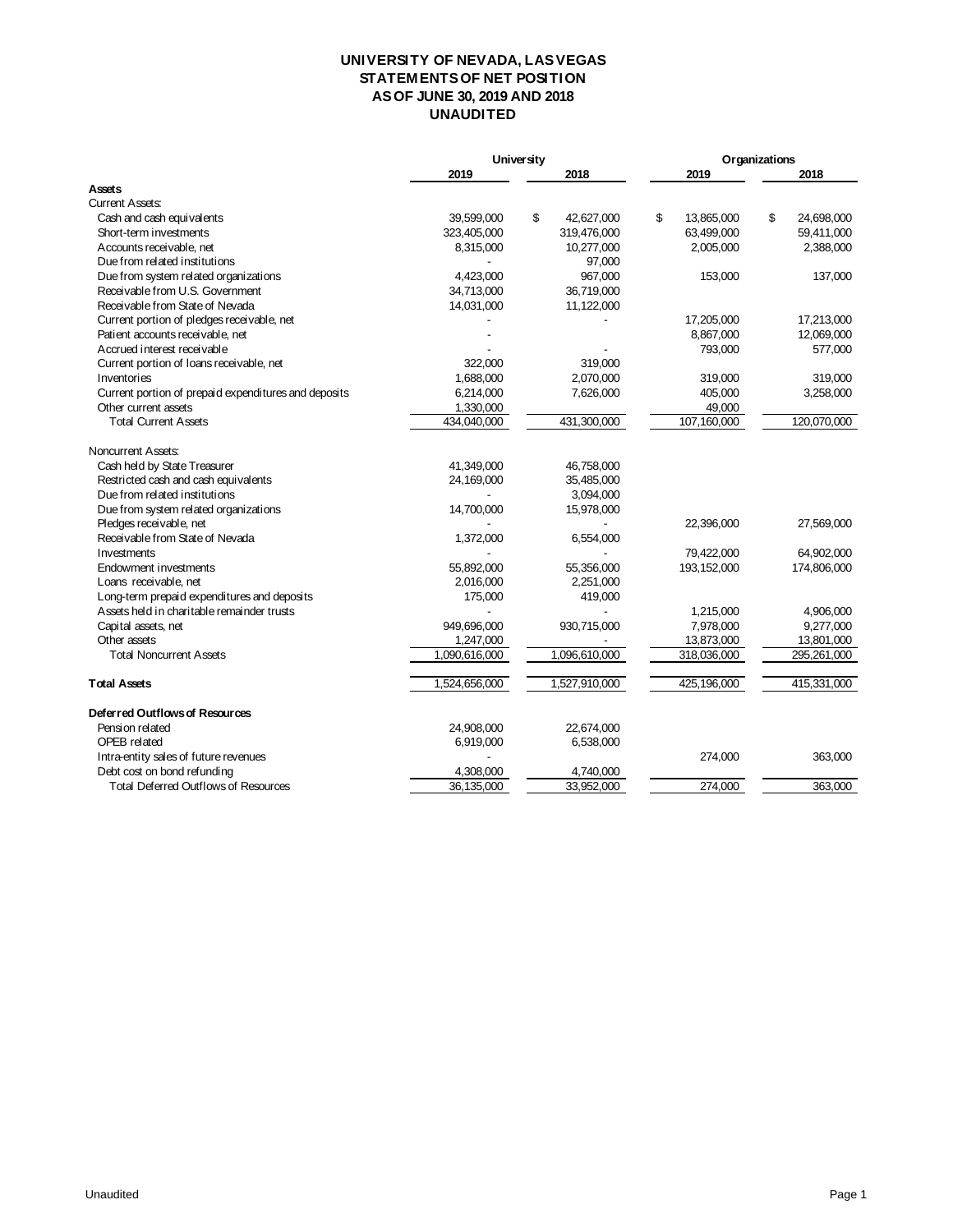# UNIVERSITY OF NEVADA, LAS VEGAS
## STATEMENTS OF NET POSITION
## AS OF JUNE 30, 2019 AND 2018
## UNAUDITED

| | University | | Organizations | |
|---|---|---|---|---|
| | 2019 | 2018 | 2019 | 2018 |
| **Assets** | | | | |
| Current Assets: | | | | |
| Cash and cash equivalents | 39,599,000 | $ 42,627,000 | $ 13,865,000 | $ 24,698,000 |
| Short-term investments | 323,405,000 | 319,476,000 | 63,499,000 | 59,411,000 |
| Accounts receivable, net | 8,315,000 | 10,277,000 | 2,005,000 | 2,388,000 |
| Due from related institutions | - | 97,000 | | |
| Due from system related organizations | 4,423,000 | 967,000 | 153,000 | 137,000 |
| Receivable from U.S. Government | 34,713,000 | 36,719,000 | | |
| Receivable from State of Nevada | 14,031,000 | 11,122,000 | | |
| Current portion of pledges receivable, net | - | - | 17,205,000 | 17,213,000 |
| Patient accounts receivable, net | - | | 8,867,000 | 12,069,000 |
| Accrued interest receivable | - | - | 793,000 | 577,000 |
| Current portion of loans receivable, net | 322,000 | 319,000 | | |
| Inventories | 1,688,000 | 2,070,000 | 319,000 | 319,000 |
| Current portion of prepaid expenditures and deposits | 6,214,000 | 7,626,000 | 405,000 | 3,258,000 |
| Other current assets | 1,330,000 | | 49,000 | |
| Total Current Assets | 434,040,000 | 431,300,000 | 107,160,000 | 120,070,000 |
| Noncurrent Assets: | | | | |
| Cash held by State Treasurer | 41,349,000 | 46,758,000 | | |
| Restricted cash and cash equivalents | 24,169,000 | 35,485,000 | | |
| Due from related institutions | - | 3,094,000 | | |
| Due from system related organizations | 14,700,000 | 15,978,000 | | |
| Pledges receivable, net | - | - | 22,396,000 | 27,569,000 |
| Receivable from State of Nevada | 1,372,000 | 6,554,000 | | |
| Investments | - | - | 79,422,000 | 64,902,000 |
| Endowment investments | 55,892,000 | 55,356,000 | 193,152,000 | 174,806,000 |
| Loans receivable, net | 2,016,000 | 2,251,000 | | |
| Long-term prepaid expenditures and deposits | 175,000 | 419,000 | | |
| Assets held in charitable remainder trusts | - | - | 1,215,000 | 4,906,000 |
| Capital assets, net | 949,696,000 | 930,715,000 | 7,978,000 | 9,277,000 |
| Other assets | 1,247,000 | - | 13,873,000 | 13,801,000 |
| Total Noncurrent Assets | 1,090,616,000 | 1,096,610,000 | 318,036,000 | 295,261,000 |
| **Total Assets** | 1,524,656,000 | 1,527,910,000 | 425,196,000 | 415,331,000 |
| **Deferred Outflows of Resources** | | | | |
| Pension related | 24,908,000 | 22,674,000 | | |
| OPEB related | 6,919,000 | 6,538,000 | | |
| Intra-entity sales of future revenues | - | | 274,000 | 363,000 |
| Debt cost on bond refunding | 4,308,000 | 4,740,000 | | |
| Total Deferred Outflows of Resources | 36,135,000 | 33,952,000 | 274,000 | 363,000 |

Unaudited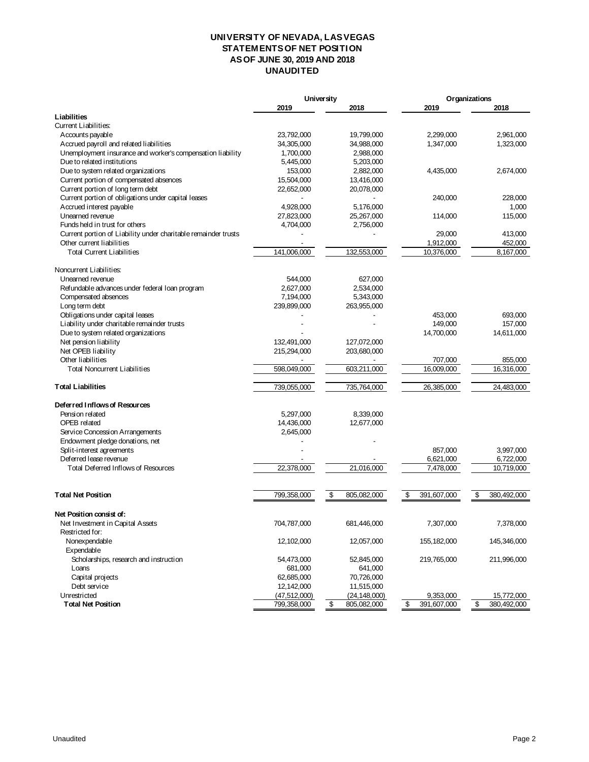# UNIVERSITY OF NEVADA, LAS VEGAS
## STATEMENTS OF NET POSITION
## AS OF JUNE 30, 2019 AND 2018
## UNAUDITED

| | University | | Organizations | |
|---|---|---|---|---|
| | 2019 | 2018 | 2019 | 2018 |
| **Liabilities** | | | | |
| Current Liabilities: | | | | |
| Accounts payable | 23,792,000 | 19,799,000 | 2,299,000 | 2,961,000 |
| Accrued payroll and related liabilities | 34,305,000 | 34,988,000 | 1,347,000 | 1,323,000 |
| Unemployment insurance and worker's compensation liability | 1,700,000 | 2,988,000 | | |
| Due to related institutions | 5,445,000 | 5,203,000 | | |
| Due to system related organizations | 153,000 | 2,882,000 | 4,435,000 | 2,674,000 |
| Current portion of compensated absences | 15,504,000 | 13,416,000 | | |
| Current portion of long term debt | 22,652,000 | 20,078,000 | | |
| Current portion of obligations under capital leases | - | - | 240,000 | 228,000 |
| Accrued interest payable | 4,928,000 | 5,176,000 | | 1,000 |
| Unearned revenue | 27,823,000 | 25,267,000 | 114,000 | 115,000 |
| Funds held in trust for others | 4,704,000 | 2,756,000 | | |
| Current portion of Liability under charitable remainder trusts | - | - | 29,000 | 413,000 |
| Other current liabilities | - | | 1,912,000 | 452,000 |
| Total Current Liabilities | 141,006,000 | 132,553,000 | 10,376,000 | 8,167,000 |
| Noncurrent Liabilities: | | | | |
| Unearned revenue | 544,000 | 627,000 | | |
| Refundable advances under federal loan program | 2,627,000 | 2,534,000 | | |
| Compensated absences | 7,194,000 | 5,343,000 | | |
| Long term debt | 239,899,000 | 263,955,000 | | |
| Obligations under capital leases | - | - | 453,000 | 693,000 |
| Liability under charitable remainder trusts | - | - | 149,000 | 157,000 |
| Due to system related organizations | - | | 14,700,000 | 14,611,000 |
| Net pension liability | 132,491,000 | 127,072,000 | | |
| Net OPEB liability | 215,294,000 | 203,680,000 | | |
| Other liabilities | - | - | 707,000 | 855,000 |
| Total Noncurrent Liabilities | 598,049,000 | 603,211,000 | 16,009,000 | 16,316,000 |
| **Total Liabilities** | 739,055,000 | 735,764,000 | 26,385,000 | 24,483,000 |
| **Deferred Inflows of Resources** | | | | |
| Pension related | 5,297,000 | 8,339,000 | | |
| OPEB related | 14,436,000 | 12,677,000 | | |
| Service Concession Arrangements | 2,645,000 | | | |
| Endowment pledge donations, net | - | - | | |
| Split-interest agreements | - | | 857,000 | 3,997,000 |
| Deferred lease revenue | - | - | 6,621,000 | 6,722,000 |
| Total Deferred Inflows of Resources | 22,378,000 | 21,016,000 | 7,478,000 | 10,719,000 |
| **Total Net Position** | 799,358,000 | $ 805,082,000 | $ 391,607,000 | $ 380,492,000 |
| **Net Position consist of:** | | | | |
| Net Investment in Capital Assets | 704,787,000 | 681,446,000 | 7,307,000 | 7,378,000 |
| Restricted for: | | | | |
| Nonexpendable | 12,102,000 | 12,057,000 | 155,182,000 | 145,346,000 |
| Expendable | | | | |
| Scholarships, research and instruction | 54,473,000 | 52,845,000 | 219,765,000 | 211,996,000 |
| Loans | 681,000 | 641,000 | | |
| Capital projects | 62,685,000 | 70,726,000 | | |
| Debt service | 12,142,000 | 11,515,000 | | |
| Unrestricted | (47,512,000) | (24,148,000) | 9,353,000 | 15,772,000 |
| **Total Net Position** | 799,358,000 | $ 805,082,000 | $ 391,607,000 | $ 380,492,000 |

Unaudited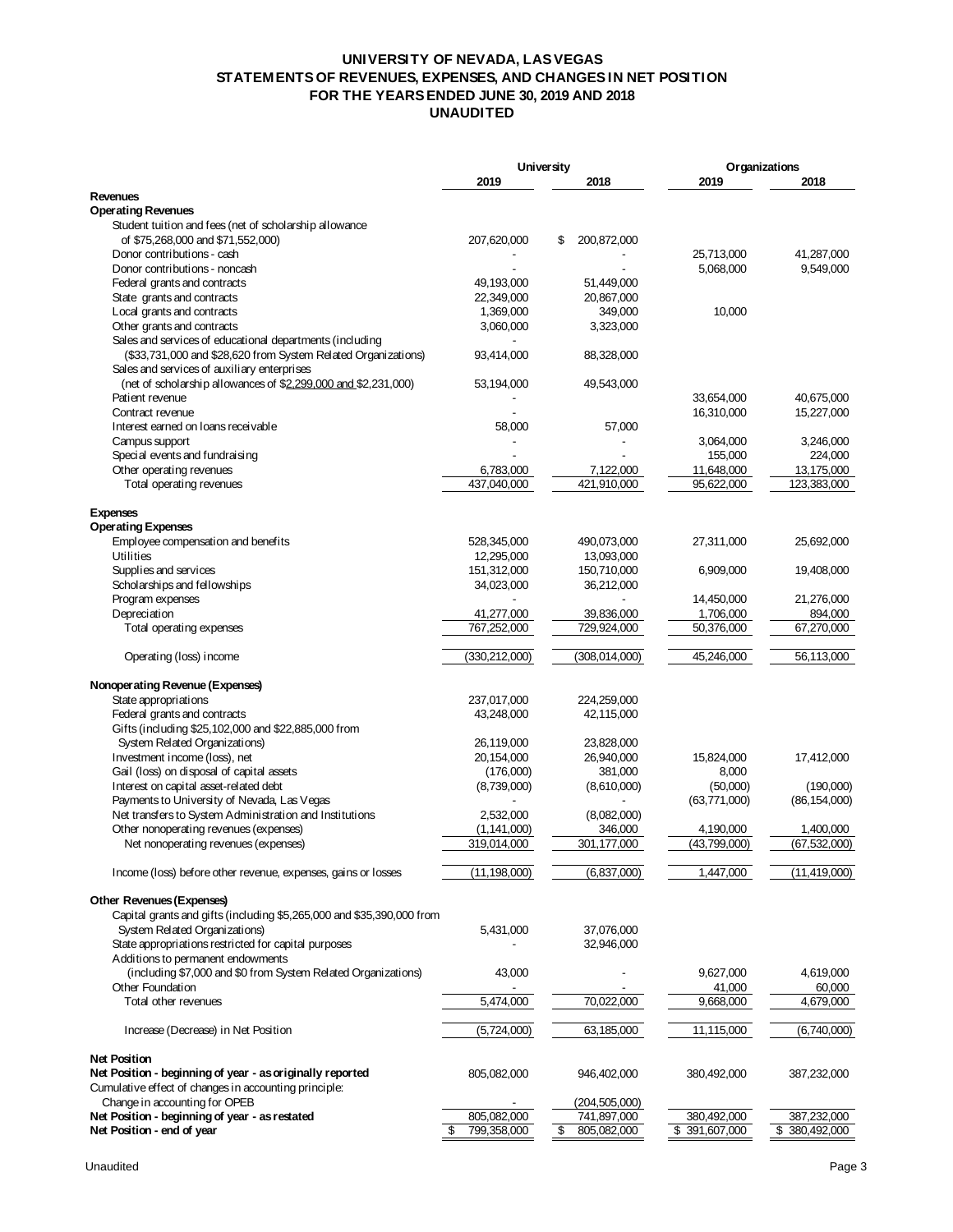# UNIVERSITY OF NEVADA, LAS VEGAS
## STATEMENTS OF REVENUES, EXPENSES, AND CHANGES IN NET POSITION
### FOR THE YEARS ENDED JUNE 30, 2019 AND 2018
### UNAUDITED

| | University | | Organizations | |
|---|---|---|---|---|
| | 2019 | 2018 | 2019 | 2018 |
| **Revenues** | | | | |
| **Operating Revenues** | | | | |
| Student tuition and fees (net of scholarship allowance of $75,268,000 and $71,552,000) | 207,620,000 | $ 200,872,000 | | |
| Donor contributions - cash | - | - | 25,713,000 | 41,287,000 |
| Donor contributions - noncash | - | - | 5,068,000 | 9,549,000 |
| Federal grants and contracts | 49,193,000 | 51,449,000 | | |
| State grants and contracts | 22,349,000 | 20,867,000 | | |
| Local grants and contracts | 1,369,000 | 349,000 | 10,000 | |
| Other grants and contracts | 3,060,000 | 3,323,000 | | |
| Sales and services of educational departments (including ($33,731,000 and $28,620 from System Related Organizations) | 93,414,000 | 88,328,000 | | |
| Sales and services of auxiliary enterprises (net of scholarship allowances of $2,299,000 and $2,231,000) | 53,194,000 | 49,543,000 | | |
| Patient revenue | - | | 33,654,000 | 40,675,000 |
| Contract revenue | - | | 16,310,000 | 15,227,000 |
| Interest earned on loans receivable | 58,000 | 57,000 | | |
| Campus support | - | - | 3,064,000 | 3,246,000 |
| Special events and fundraising | - | - | 155,000 | 224,000 |
| Other operating revenues | 6,783,000 | 7,122,000 | 11,648,000 | 13,175,000 |
| Total operating revenues | 437,040,000 | 421,910,000 | 95,622,000 | 123,383,000 |
| **Expenses** | | | | |
| **Operating Expenses** | | | | |
| Employee compensation and benefits | 528,345,000 | 490,073,000 | 27,311,000 | 25,692,000 |
| Utilities | 12,295,000 | 13,093,000 | | |
| Supplies and services | 151,312,000 | 150,710,000 | 6,909,000 | 19,408,000 |
| Scholarships and fellowships | 34,023,000 | 36,212,000 | | |
| Program expenses | - | - | 14,450,000 | 21,276,000 |
| Depreciation | 41,277,000 | 39,836,000 | 1,706,000 | 894,000 |
| Total operating expenses | 767,252,000 | 729,924,000 | 50,376,000 | 67,270,000 |
| Operating (loss) income | (330,212,000) | (308,014,000) | 45,246,000 | 56,113,000 |
| **Nonoperating Revenue (Expenses)** | | | | |
| State appropriations | 237,017,000 | 224,259,000 | | |
| Federal grants and contracts | 43,248,000 | 42,115,000 | | |
| Gifts (including $25,102,000 and $22,885,000 from System Related Organizations) | 26,119,000 | 23,828,000 | | |
| Investment income (loss), net | 20,154,000 | 26,940,000 | 15,824,000 | 17,412,000 |
| Gail (loss) on disposal of capital assets | (176,000) | 381,000 | 8,000 | |
| Interest on capital asset-related debt | (8,739,000) | (8,610,000) | (50,000) | (190,000) |
| Payments to University of Nevada, Las Vegas | - | - | (63,771,000) | (86,154,000) |
| Net transfers to System Administration and Institutions | 2,532,000 | (8,082,000) | | |
| Other nonoperating revenues (expenses) | (1,141,000) | 346,000 | 4,190,000 | 1,400,000 |
| Net nonoperating revenues (expenses) | 319,014,000 | 301,177,000 | (43,799,000) | (67,532,000) |
| Income (loss) before other revenue, expenses, gains or losses | (11,198,000) | (6,837,000) | 1,447,000 | (11,419,000) |
| **Other Revenues (Expenses)** | | | | |
| Capital grants and gifts (including $5,265,000 and $35,390,000 from System Related Organizations) | 5,431,000 | 37,076,000 | | |
| State appropriations restricted for capital purposes | - | 32,946,000 | | |
| Additions to permanent endowments (including $7,000 and $0 from System Related Organizations) | 43,000 | - | 9,627,000 | 4,619,000 |
| Other Foundation | - | - | 41,000 | 60,000 |
| Total other revenues | 5,474,000 | 70,022,000 | 9,668,000 | 4,679,000 |
| Increase (Decrease) in Net Position | (5,724,000) | 63,185,000 | 11,115,000 | (6,740,000) |
| **Net Position** | | | | |
| **Net Position - beginning of year - as originally reported** | 805,082,000 | 946,402,000 | 380,492,000 | 387,232,000 |
| Cumulative effect of changes in accounting principle: | | | | |
| Change in accounting for OPEB | - | (204,505,000) | | |
| **Net Position - beginning of year - as restated** | 805,082,000 | 741,897,000 | 380,492,000 | 387,232,000 |
| **Net Position - end of year** | $ 799,358,000 | $ 805,082,000 | $ 391,607,000 | $ 380,492,000 |

Unaudited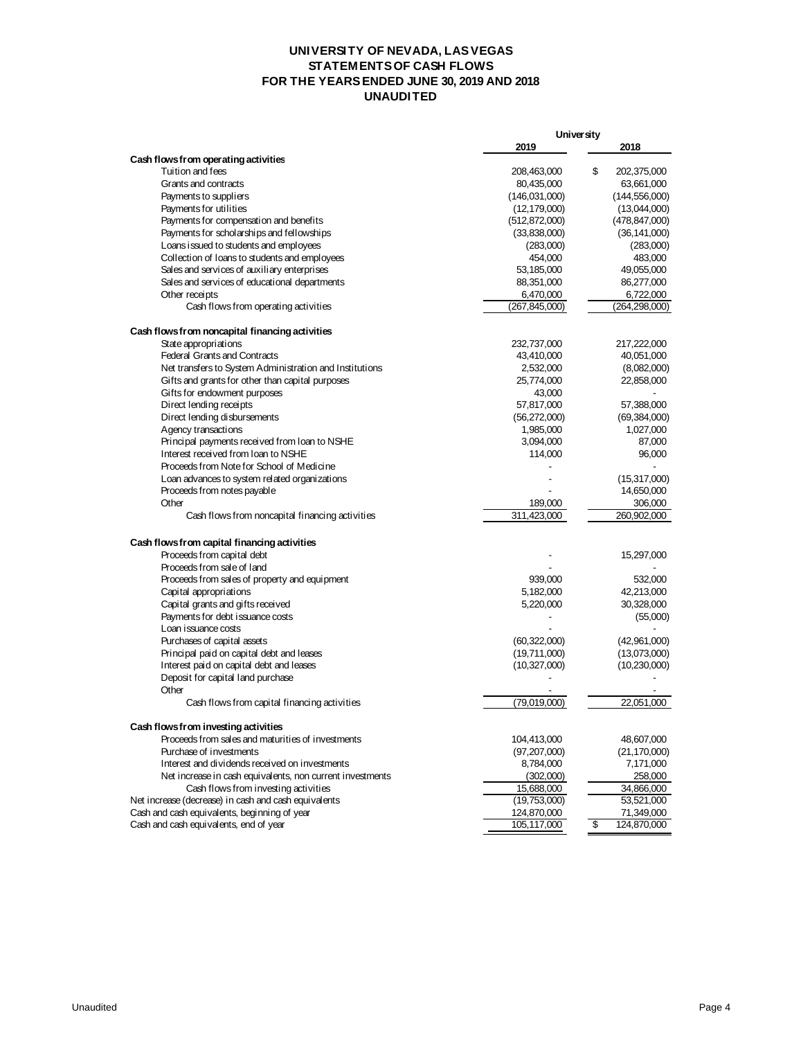# UNIVERSITY OF NEVADA, LAS VEGAS
## STATEMENTS OF CASH FLOWS
## FOR THE YEARS ENDED JUNE 30, 2019 AND 2018
## UNAUDITED

| | University | |
|---|---|---|
| | 2019 | 2018 |
| **Cash flows from operating activities** | | |
| Tuition and fees | 208,463,000 | $ 202,375,000 |
| Grants and contracts | 80,435,000 | 63,661,000 |
| Payments to suppliers | (146,031,000) | (144,556,000) |
| Payments for utilities | (12,179,000) | (13,044,000) |
| Payments for compensation and benefits | (512,872,000) | (478,847,000) |
| Payments for scholarships and fellowships | (33,838,000) | (36,141,000) |
| Loans issued to students and employees | (283,000) | (283,000) |
| Collection of loans to students and employees | 454,000 | 483,000 |
| Sales and services of auxiliary enterprises | 53,185,000 | 49,055,000 |
| Sales and services of educational departments | 88,351,000 | 86,277,000 |
| Other receipts | 6,470,000 | 6,722,000 |
| Cash flows from operating activities | (267,845,000) | (264,298,000) |
| **Cash flows from noncapital financing activities** | | |
| State appropriations | 232,737,000 | 217,222,000 |
| Federal Grants and Contracts | 43,410,000 | 40,051,000 |
| Net transfers to System Administration and Institutions | 2,532,000 | (8,082,000) |
| Gifts and grants for other than capital purposes | 25,774,000 | 22,858,000 |
| Gifts for endowment purposes | 43,000 | - |
| Direct lending receipts | 57,817,000 | 57,388,000 |
| Direct lending disbursements | (56,272,000) | (69,384,000) |
| Agency transactions | 1,985,000 | 1,027,000 |
| Principal payments received from loan to NSHE | 3,094,000 | 87,000 |
| Interest received from loan to NSHE | 114,000 | 96,000 |
| Proceeds from Note for School of Medicine | - | - |
| Loan advances to system related organizations | - | (15,317,000) |
| Proceeds from notes payable | - | 14,650,000 |
| Other | 189,000 | 306,000 |
| Cash flows from noncapital financing activities | 311,423,000 | 260,902,000 |
| **Cash flows from capital financing activities** | | |
| Proceeds from capital debt | - | 15,297,000 |
| Proceeds from sale of land | - | - |
| Proceeds from sales of property and equipment | 939,000 | 532,000 |
| Capital appropriations | 5,182,000 | 42,213,000 |
| Capital grants and gifts received | 5,220,000 | 30,328,000 |
| Payments for debt issuance costs | - | (55,000) |
| Loan issuance costs | - | - |
| Purchases of capital assets | (60,322,000) | (42,961,000) |
| Principal paid on capital debt and leases | (19,711,000) | (13,073,000) |
| Interest paid on capital debt and leases | (10,327,000) | (10,230,000) |
| Deposit for capital land purchase | - | - |
| Other | - | - |
| Cash flows from capital financing activities | (79,019,000) | 22,051,000 |
| **Cash flows from investing activities** | | |
| Proceeds from sales and maturities of investments | 104,413,000 | 48,607,000 |
| Purchase of investments | (97,207,000) | (21,170,000) |
| Interest and dividends received on investments | 8,784,000 | 7,171,000 |
| Net increase in cash equivalents, non current investments | (302,000) | 258,000 |
| Cash flows from investing activities | 15,688,000 | 34,866,000 |
| Net increase (decrease) in cash and cash equivalents | (19,753,000) | 53,521,000 |
| Cash and cash equivalents, beginning of year | 124,870,000 | 71,349,000 |
| Cash and cash equivalents, end of year | 105,117,000 | $ 124,870,000 |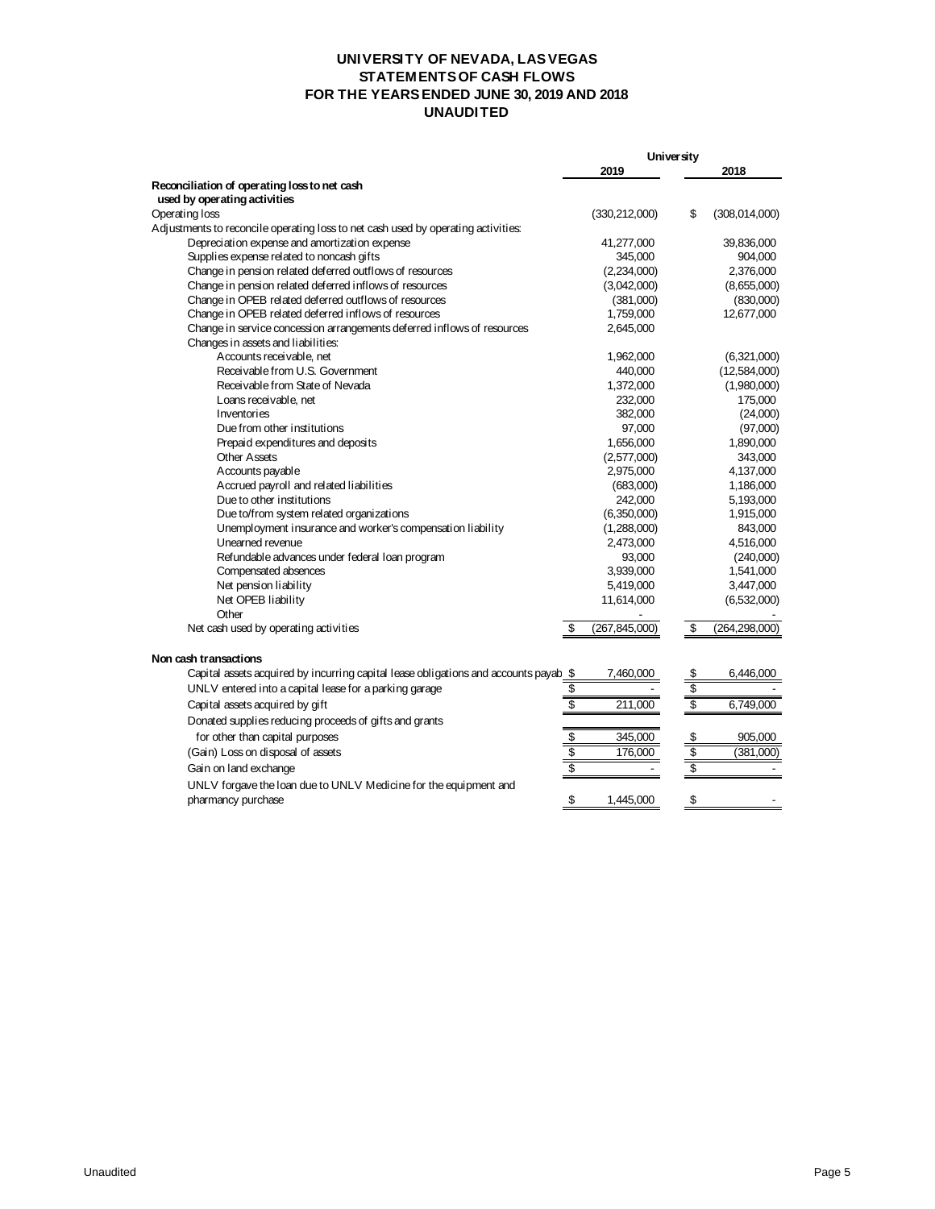# UNIVERSITY OF NEVADA, LAS VEGAS
## STATEMENTS OF CASH FLOWS
## FOR THE YEARS ENDED JUNE 30, 2019 AND 2018
## UNAUDITED

| | University 2019 | University 2018 |
|---|---|---|
| **Reconciliation of operating loss to net cash used by operating activities** | | |
| Operating loss | (330,212,000) | $ (308,014,000) |
| Adjustments to reconcile operating loss to net cash used by operating activities: | | |
| Depreciation expense and amortization expense | 41,277,000 | 39,836,000 |
| Supplies expense related to noncash gifts | 345,000 | 904,000 |
| Change in pension related deferred outflows of resources | (2,234,000) | 2,376,000 |
| Change in pension related deferred inflows of resources | (3,042,000) | (8,655,000) |
| Change in OPEB related deferred outflows of resources | (381,000) | (830,000) |
| Change in OPEB related deferred inflows of resources | 1,759,000 | 12,677,000 |
| Change in service concession arrangements deferred inflows of resources | 2,645,000 | |
| Changes in assets and liabilities: | | |
| Accounts receivable, net | 1,962,000 | (6,321,000) |
| Receivable from U.S. Government | 440,000 | (12,584,000) |
| Receivable from State of Nevada | 1,372,000 | (1,980,000) |
| Loans receivable, net | 232,000 | 175,000 |
| Inventories | 382,000 | (24,000) |
| Due from other institutions | 97,000 | (97,000) |
| Prepaid expenditures and deposits | 1,656,000 | 1,890,000 |
| Other Assets | (2,577,000) | 343,000 |
| Accounts payable | 2,975,000 | 4,137,000 |
| Accrued payroll and related liabilities | (683,000) | 1,186,000 |
| Due to other institutions | 242,000 | 5,193,000 |
| Due to/from system related organizations | (6,350,000) | 1,915,000 |
| Unemployment insurance and worker's compensation liability | (1,288,000) | 843,000 |
| Unearned revenue | 2,473,000 | 4,516,000 |
| Refundable advances under federal loan program | 93,000 | (240,000) |
| Compensated absences | 3,939,000 | 1,541,000 |
| Net pension liability | 5,419,000 | 3,447,000 |
| Net OPEB liability | 11,614,000 | (6,532,000) |
| Other | - | - |
| Net cash used by operating activities | $ (267,845,000) | $ (264,298,000) |
| | | |
| **Non cash transactions** | | |
| Capital assets acquired by incurring capital lease obligations and accounts payab | $ 7,460,000 | $ 6,446,000 |
| UNLV entered into a capital lease for a parking garage | $ - | $ - |
| Capital assets acquired by gift | $ 211,000 | $ 6,749,000 |
| Donated supplies reducing proceeds of gifts and grants for other than capital purposes | $ 345,000 | $ 905,000 |
| (Gain) Loss on disposal of assets | $ 176,000 | $ (381,000) |
| Gain on land exchange | $ - | $ - |
| UNLV forgave the loan due to UNLV Medicine for the equipment and pharmacy purchase | $ 1,445,000 | $ - |